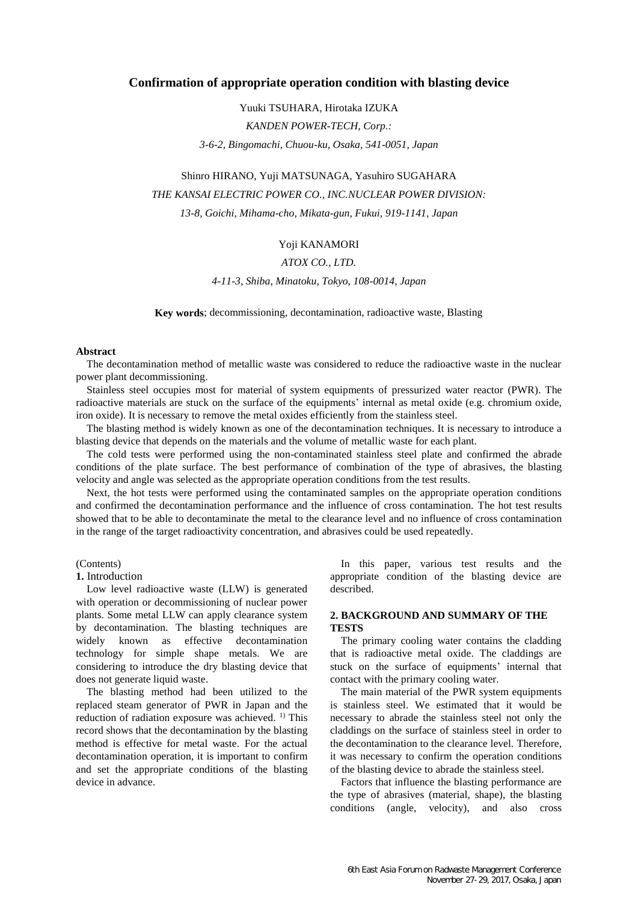# Confirmation of appropriate operation condition with blasting device

Yuuki TSUHARA, Hirotaka IZUKA

*KANDEN POWER-TECH, Corp.:*

*3-6-2, Bingomachi, Chuou-ku, Osaka, 541-0051, Japan*

Shinro HIRANO, Yuji MATSUNAGA, Yasuhiro SUGAHARA

*THE KANSAI ELECTRIC POWER CO., INC.NUCLEAR POWER DIVISION:*

*13-8, Goichi, Mihama-cho, Mikata-gun, Fukui, 919-1141, Japan*

Yoji KANAMORI

*ATOX CO., LTD.*

*4-11-3, Shiba, Minatoku, Tokyo, 108-0014, Japan*

**Key words**; decommissioning, decontamination, radioactive waste, Blasting

**Abstract**

The decontamination method of metallic waste was considered to reduce the radioactive waste in the nuclear power plant decommissioning.

Stainless steel occupies most for material of system equipments of pressurized water reactor (PWR). The radioactive materials are stuck on the surface of the equipments' internal as metal oxide (e.g. chromium oxide, iron oxide). It is necessary to remove the metal oxides efficiently from the stainless steel.

The blasting method is widely known as one of the decontamination techniques. It is necessary to introduce a blasting device that depends on the materials and the volume of metallic waste for each plant.

The cold tests were performed using the non-contaminated stainless steel plate and confirmed the abrade conditions of the plate surface. The best performance of combination of the type of abrasives, the blasting velocity and angle was selected as the appropriate operation conditions from the test results.

Next, the hot tests were performed using the contaminated samples on the appropriate operation conditions and confirmed the decontamination performance and the influence of cross contamination. The hot test results showed that to be able to decontaminate the metal to the clearance level and no influence of cross contamination in the range of the target radioactivity concentration, and abrasives could be used repeatedly.

(Contents)

**1.** Introduction

Low level radioactive waste (LLW) is generated with operation or decommissioning of nuclear power plants. Some metal LLW can apply clearance system by decontamination. The blasting techniques are widely known as effective decontamination technology for simple shape metals. We are considering to introduce the dry blasting device that does not generate liquid waste.

The blasting method had been utilized to the replaced steam generator of PWR in Japan and the reduction of radiation exposure was achieved. [1)] This record shows that the decontamination by the blasting method is effective for metal waste. For the actual decontamination operation, it is important to confirm and set the appropriate conditions of the blasting device in advance.

In this paper, various test results and the appropriate condition of the blasting device are described.

## 2. BACKGROUND AND SUMMARY OF THE TESTS

The primary cooling water contains the cladding that is radioactive metal oxide. The claddings are stuck on the surface of equipments' internal that contact with the primary cooling water.

The main material of the PWR system equipments is stainless steel. We estimated that it would be necessary to abrade the stainless steel not only the claddings on the surface of stainless steel in order to the decontamination to the clearance level. Therefore, it was necessary to confirm the operation conditions of the blasting device to abrade the stainless steel.

Factors that influence the blasting performance are the type of abrasives (material, shape), the blasting conditions (angle, velocity), and also cross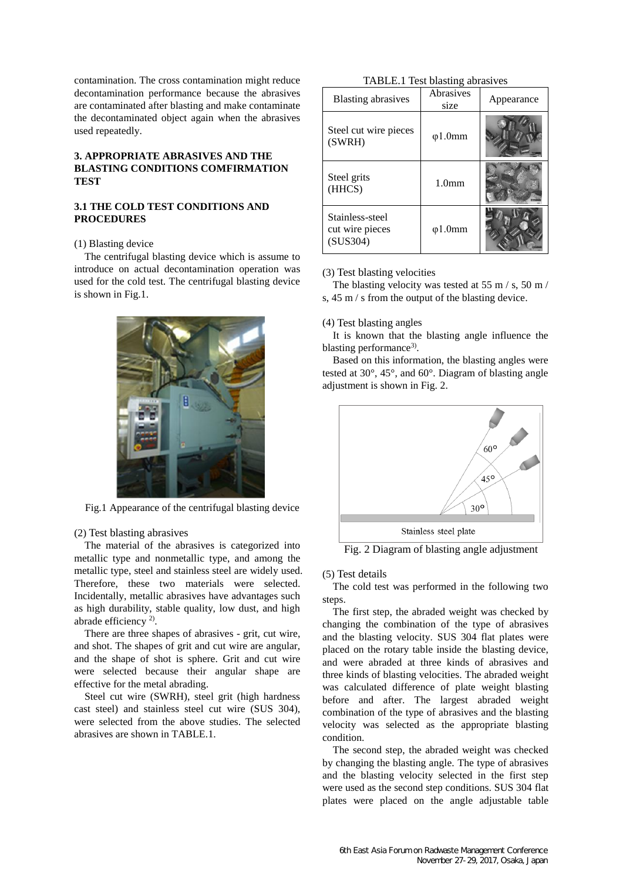contamination. The cross contamination might reduce decontamination performance because the abrasives are contaminated after blasting and make contaminate the decontaminated object again when the abrasives used repeatedly.

## 3. APPROPRIATE ABRASIVES AND THE BLASTING CONDITIONS COMFIRMATION TEST

### 3.1 THE COLD TEST CONDITIONS AND PROCEDURES

(1) Blasting device

The centrifugal blasting device which is assume to introduce on actual decontamination operation was used for the cold test. The centrifugal blasting device is shown in Fig.1.

Fig.1 Appearance of the centrifugal blasting device

(2) Test blasting abrasives

The material of the abrasives is categorized into metallic type and nonmetallic type, and among the metallic type, steel and stainless steel are widely used. Therefore, these two materials were selected. Incidentally, metallic abrasives have advantages such as high durability, stable quality, low dust, and high abrade efficiency [2].

There are three shapes of abrasives - grit, cut wire, and shot. The shapes of grit and cut wire are angular, and the shape of shot is sphere. Grit and cut wire were selected because their angular shape are effective for the metal abrading.

Steel cut wire (SWRH), steel grit (high hardness cast steel) and stainless steel cut wire (SUS 304), were selected from the above studies. The selected abrasives are shown in TABLE.1.

TABLE.1 Test blasting abrasives

| Blasting abrasives | Abrasives size | Appearance |
|---|---|---|
| Steel cut wire pieces (SWRH) | φ1.0mm | |
| Steel grits (HHCS) | 1.0mm | |
| Stainless-steel cut wire pieces (SUS304) | φ1.0mm | |

(3) Test blasting velocities

The blasting velocity was tested at 55 m / s, 50 m / s, 45 m / s from the output of the blasting device.

(4) Test blasting angles

It is known that the blasting angle influence the blasting performance[3].

Based on this information, the blasting angles were tested at 30°, 45°, and 60°. Diagram of blasting angle adjustment is shown in Fig. 2.

Fig. 2 Diagram of blasting angle adjustment

(5) Test details

The cold test was performed in the following two steps.

The first step, the abraded weight was checked by changing the combination of the type of abrasives and the blasting velocity. SUS 304 flat plates were placed on the rotary table inside the blasting device, and were abraded at three kinds of abrasives and three kinds of blasting velocities. The abraded weight was calculated difference of plate weight blasting before and after. The largest abraded weight combination of the type of abrasives and the blasting velocity was selected as the appropriate blasting condition.

The second step, the abraded weight was checked by changing the blasting angle. The type of abrasives and the blasting velocity selected in the first step were used as the second step conditions. SUS 304 flat plates were placed on the angle adjustable table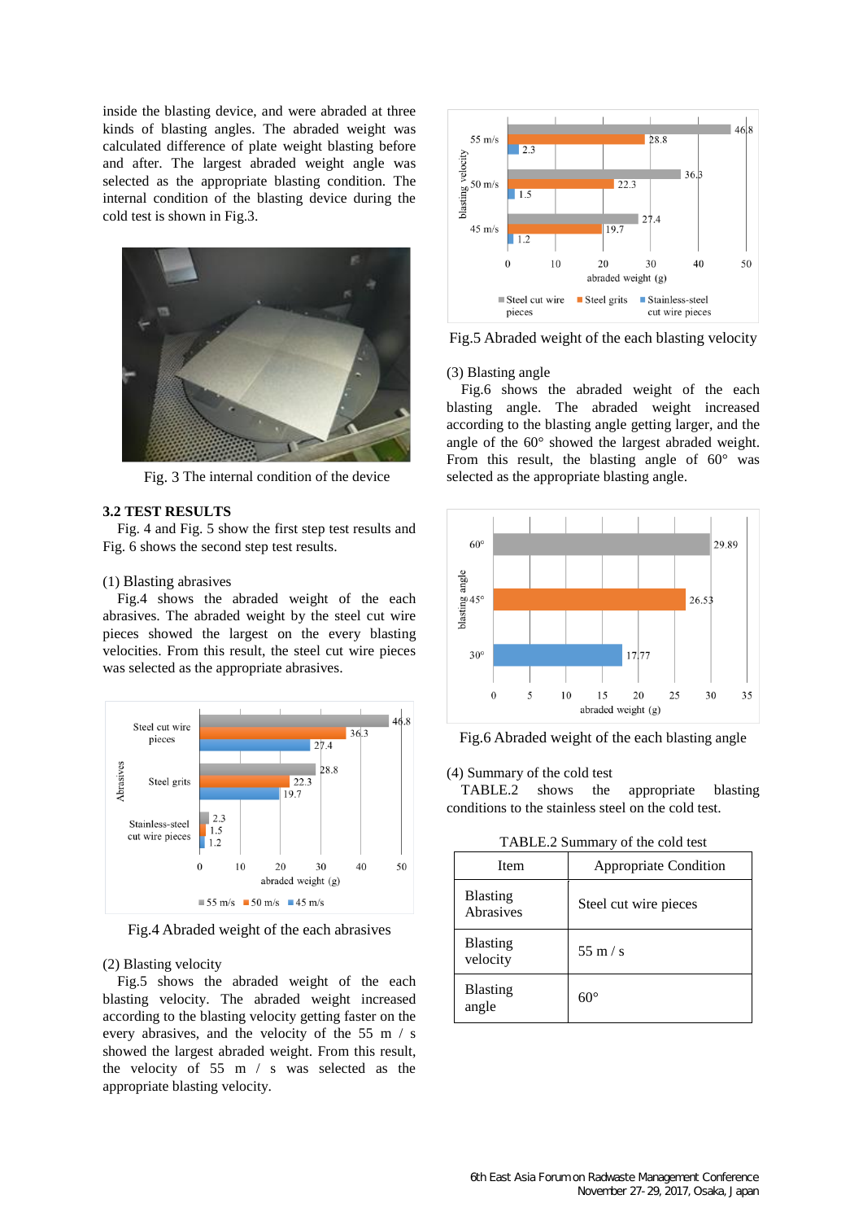inside the blasting device, and were abraded at three kinds of blasting angles. The abraded weight was calculated difference of plate weight blasting before and after. The largest abraded weight angle was selected as the appropriate blasting condition. The internal condition of the blasting device during the cold test is shown in Fig.3.

Fig. 3 The internal condition of the device

### 3.2 TEST RESULTS

Fig. 4 and Fig. 5 show the first step test results and Fig. 6 shows the second step test results.

(1) Blasting abrasives

Fig.4 shows the abraded weight of the each abrasives. The abraded weight by the steel cut wire pieces showed the largest on the every blasting velocities. From this result, the steel cut wire pieces was selected as the appropriate abrasives.

Fig.4 Abraded weight of the each abrasives

(2) Blasting velocity

Fig.5 shows the abraded weight of the each blasting velocity. The abraded weight increased according to the blasting velocity getting faster on the every abrasives, and the velocity of the 55 m / s showed the largest abraded weight. From this result, the velocity of 55 m / s was selected as the appropriate blasting velocity.

Fig.5 Abraded weight of the each blasting velocity

(3) Blasting angle

Fig.6 shows the abraded weight of the each blasting angle. The abraded weight increased according to the blasting angle getting larger, and the angle of the 60° showed the largest abraded weight. From this result, the blasting angle of 60° was selected as the appropriate blasting angle.

Fig.6 Abraded weight of the each blasting angle

(4) Summary of the cold test

TABLE.2 shows the appropriate blasting conditions to the stainless steel on the cold test.

TABLE.2 Summary of the cold test

| Item | Appropriate Condition |
|---|---|
| Blasting Abrasives | Steel cut wire pieces |
| Blasting velocity | 55 m / s |
| Blasting angle | 60° |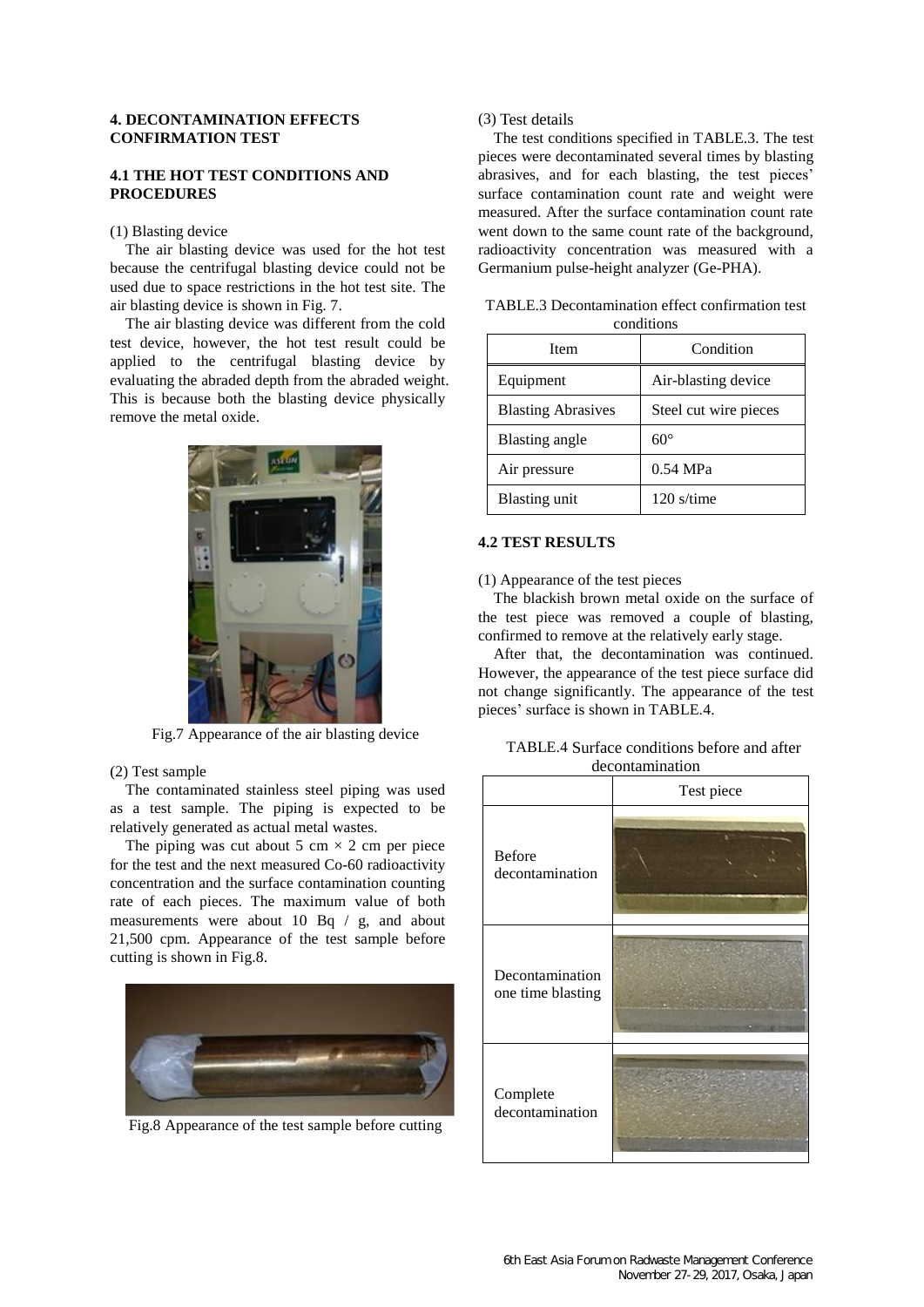## 4. DECONTAMINATION EFFECTS CONFIRMATION TEST

### 4.1 THE HOT TEST CONDITIONS AND PROCEDURES

(1) Blasting device

The air blasting device was used for the hot test because the centrifugal blasting device could not be used due to space restrictions in the hot test site. The air blasting device is shown in Fig. 7.

The air blasting device was different from the cold test device, however, the hot test result could be applied to the centrifugal blasting device by evaluating the abraded depth from the abraded weight. This is because both the blasting device physically remove the metal oxide.

Fig.7 Appearance of the air blasting device

(2) Test sample

The contaminated stainless steel piping was used as a test sample. The piping is expected to be relatively generated as actual metal wastes.

The piping was cut about 5 cm × 2 cm per piece for the test and the next measured Co-60 radioactivity concentration and the surface contamination counting rate of each pieces. The maximum value of both measurements were about 10 Bq / g, and about 21,500 cpm. Appearance of the test sample before cutting is shown in Fig.8.

Fig.8 Appearance of the test sample before cutting

(3) Test details

The test conditions specified in TABLE.3. The test pieces were decontaminated several times by blasting abrasives, and for each blasting, the test pieces' surface contamination count rate and weight were measured. After the surface contamination count rate went down to the same count rate of the background, radioactivity concentration was measured with a Germanium pulse-height analyzer (Ge-PHA).

TABLE.3 Decontamination effect confirmation test conditions

| Item | Condition |
|---|---|
| Equipment | Air-blasting device |
| Blasting Abrasives | Steel cut wire pieces |
| Blasting angle | 60° |
| Air pressure | 0.54 MPa |
| Blasting unit | 120 s/time |

### 4.2 TEST RESULTS

(1) Appearance of the test pieces

The blackish brown metal oxide on the surface of the test piece was removed a couple of blasting, confirmed to remove at the relatively early stage.

After that, the decontamination was continued. However, the appearance of the test piece surface did not change significantly. The appearance of the test pieces' surface is shown in TABLE.4.

TABLE.4 Surface conditions before and after decontamination

| | Test piece |
|---|---|
| Before decontamination | |
| Decontamination one time blasting | |
| Complete decontamination | |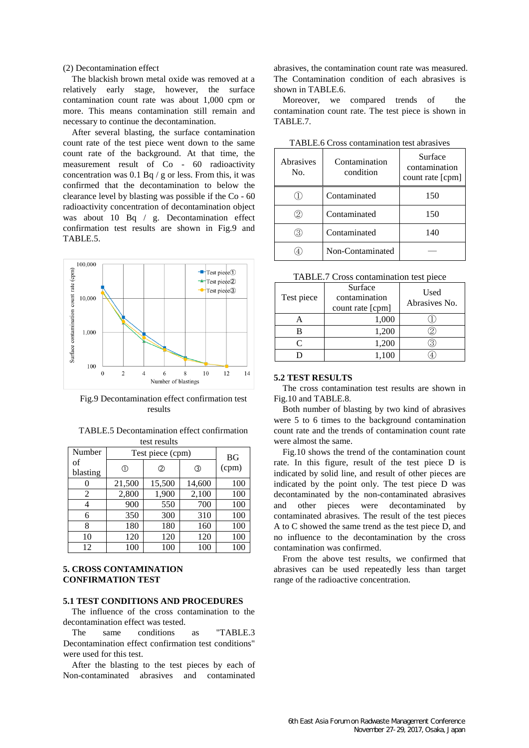(2) Decontamination effect

The blackish brown metal oxide was removed at a relatively early stage, however, the surface contamination count rate was about 1,000 cpm or more. This means contamination still remain and necessary to continue the decontamination.

After several blasting, the surface contamination count rate of the test piece went down to the same count rate of the background. At that time, the measurement result of Co - 60 radioactivity concentration was 0.1 Bq / g or less. From this, it was confirmed that the decontamination to below the clearance level by blasting was possible if the Co - 60 radioactivity concentration of decontamination object was about 10 Bq / g. Decontamination effect confirmation test results are shown in Fig.9 and TABLE.5.

Fig.9 Decontamination effect confirmation test results

TABLE.5 Decontamination effect confirmation test results

| Number of blasting | Test piece (cpm) | | | BG (cpm) |
|---|---|---|---|---|
| | ① | ② | ③ | |
| 0 | 21,500 | 15,500 | 14,600 | 100 |
| 2 | 2,800 | 1,900 | 2,100 | 100 |
| 4 | 900 | 550 | 700 | 100 |
| 6 | 350 | 300 | 310 | 100 |
| 8 | 180 | 180 | 160 | 100 |
| 10 | 120 | 120 | 120 | 100 |
| 12 | 100 | 100 | 100 | 100 |

## 5. CROSS CONTAMINATION CONFIRMATION TEST

### 5.1 TEST CONDITIONS AND PROCEDURES

The influence of the cross contamination to the decontamination effect was tested.

The same conditions as "TABLE.3 Decontamination effect confirmation test conditions" were used for this test.

After the blasting to the test pieces by each of Non-contaminated abrasives and contaminated abrasives, the contamination count rate was measured. The Contamination condition of each abrasives is shown in TABLE.6.

Moreover, we compared trends of the contamination count rate. The test piece is shown in TABLE.7.

TABLE.6 Cross contamination test abrasives

| Abrasives No. | Contamination condition | Surface contamination count rate [cpm] |
|---|---|---|
| ① | Contaminated | 150 |
| ② | Contaminated | 150 |
| ③ | Contaminated | 140 |
| ④ | Non-Contaminated | — |

TABLE.7 Cross contamination test piece

| Test piece | Surface contamination count rate [cpm] | Used Abrasives No. |
|---|---|---|
| A | 1,000 | ① |
| B | 1,200 | ② |
| C | 1,200 | ③ |
| D | 1,100 | ④ |

### 5.2 TEST RESULTS

The cross contamination test results are shown in Fig.10 and TABLE.8.

Both number of blasting by two kind of abrasives were 5 to 6 times to the background contamination count rate and the trends of contamination count rate were almost the same.

Fig.10 shows the trend of the contamination count rate. In this figure, result of the test piece D is indicated by solid line, and result of other pieces are indicated by the point only. The test piece D was decontaminated by the non-contaminated abrasives and other pieces were decontaminated by contaminated abrasives. The result of the test pieces A to C showed the same trend as the test piece D, and no influence to the decontamination by the cross contamination was confirmed.

From the above test results, we confirmed that abrasives can be used repeatedly less than target range of the radioactive concentration.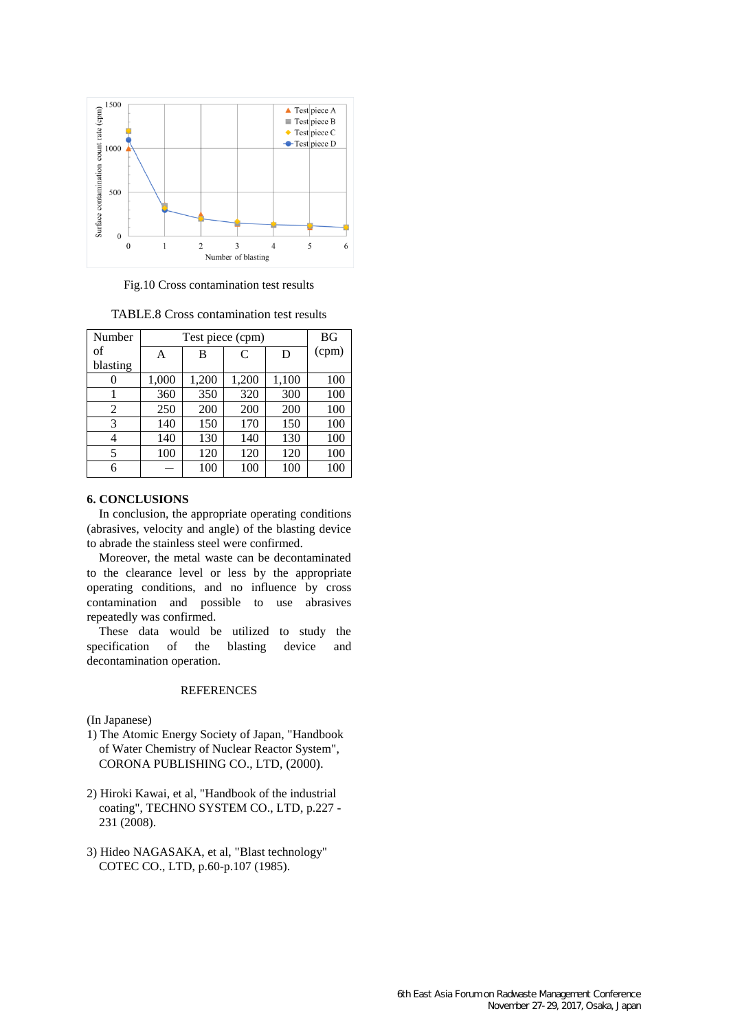1500

1000

500

0

Surface contamination count rate (cpm)

0 1 2 3 4 5 6

Number of blasting

Test piece A
Test piece B
Test piece C
Test piece D

Fig.10 Cross contamination test results

TABLE.8 Cross contamination test results

| Number of blasting | Test piece (cpm) | | | | BG (cpm) |
|---|---|---|---|---|---|
| | A | B | C | D | |
| 0 | 1,000 | 1,200 | 1,200 | 1,100 | 100 |
| 1 | 360 | 350 | 320 | 300 | 100 |
| 2 | 250 | 200 | 200 | 200 | 100 |
| 3 | 140 | 150 | 170 | 150 | 100 |
| 4 | 140 | 130 | 140 | 130 | 100 |
| 5 | 100 | 120 | 120 | 120 | 100 |
| 6 | — | 100 | 100 | 100 | 100 |

## 6. CONCLUSIONS

In conclusion, the appropriate operating conditions (abrasives, velocity and angle) of the blasting device to abrade the stainless steel were confirmed.

Moreover, the metal waste can be decontaminated to the clearance level or less by the appropriate operating conditions, and no influence by cross contamination and possible to use abrasives repeatedly was confirmed.

These data would be utilized to study the specification of the blasting device and decontamination operation.

## REFERENCES

(In Japanese)

1) The Atomic Energy Society of Japan, "Handbook of Water Chemistry of Nuclear Reactor System", CORONA PUBLISHING CO., LTD, (2000).

2) Hiroki Kawai, et al, "Handbook of the industrial coating", TECHNO SYSTEM CO., LTD, p.227 - 231 (2008).

3) Hideo NAGASAKA, et al, "Blast technology" COTEC CO., LTD, p.60-p.107 (1985).